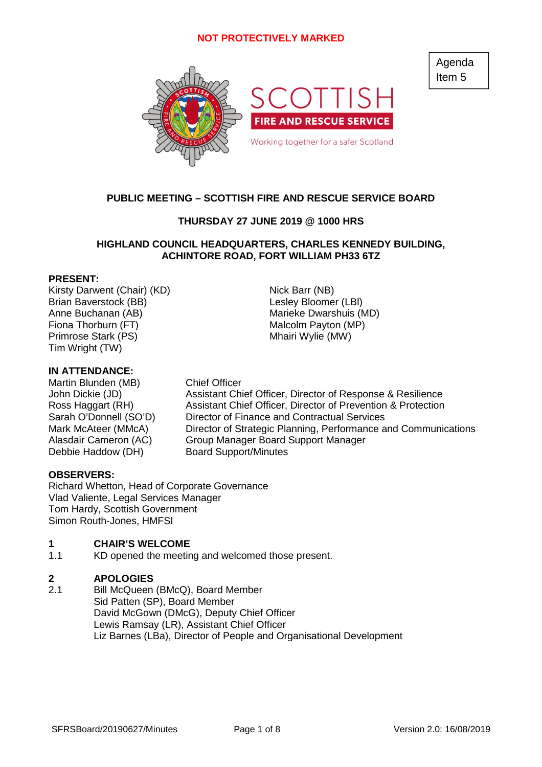NOT PROTECTIVELY MARKED

Agenda Item 5

SCOTTISH FIRE AND RESCUE SERVICE

Working together for a safer Scotland

# PUBLIC MEETING – SCOTTISH FIRE AND RESCUE SERVICE BOARD

## THURSDAY 27 JUNE 2019 @ 1000 HRS

## HIGHLAND COUNCIL HEADQUARTERS, CHARLES KENNEDY BUILDING, ACHINTORE ROAD, FORT WILLIAM PH33 6TZ

**PRESENT:**

Kirsty Darwent (Chair) (KD)
Brian Baverstock (BB)
Anne Buchanan (AB)
Fiona Thorburn (FT)
Primrose Stark (PS)
Tim Wright (TW)
Nick Barr (NB)
Lesley Bloomer (LBl)
Marieke Dwarshuis (MD)
Malcolm Payton (MP)
Mhairi Wylie (MW)

**IN ATTENDANCE:**

| | |
|---|---|
| Martin Blunden (MB) | Chief Officer |
| John Dickie (JD) | Assistant Chief Officer, Director of Response & Resilience |
| Ross Haggart (RH) | Assistant Chief Officer, Director of Prevention & Protection |
| Sarah O'Donnell (SO'D) | Director of Finance and Contractual Services |
| Mark McAteer (MMcA) | Director of Strategic Planning, Performance and Communications |
| Alasdair Cameron (AC) | Group Manager Board Support Manager |
| Debbie Haddow (DH) | Board Support/Minutes |

**OBSERVERS:**

Richard Whetton, Head of Corporate Governance
Vlad Valiente, Legal Services Manager
Tom Hardy, Scottish Government
Simon Routh-Jones, HMFSI

**1 CHAIR'S WELCOME**

1.1 KD opened the meeting and welcomed those present.

**2 APOLOGIES**

2.1 Bill McQueen (BMcQ), Board Member
Sid Patten (SP), Board Member
David McGown (DMcG), Deputy Chief Officer
Lewis Ramsay (LR), Assistant Chief Officer
Liz Barnes (LBa), Director of People and Organisational Development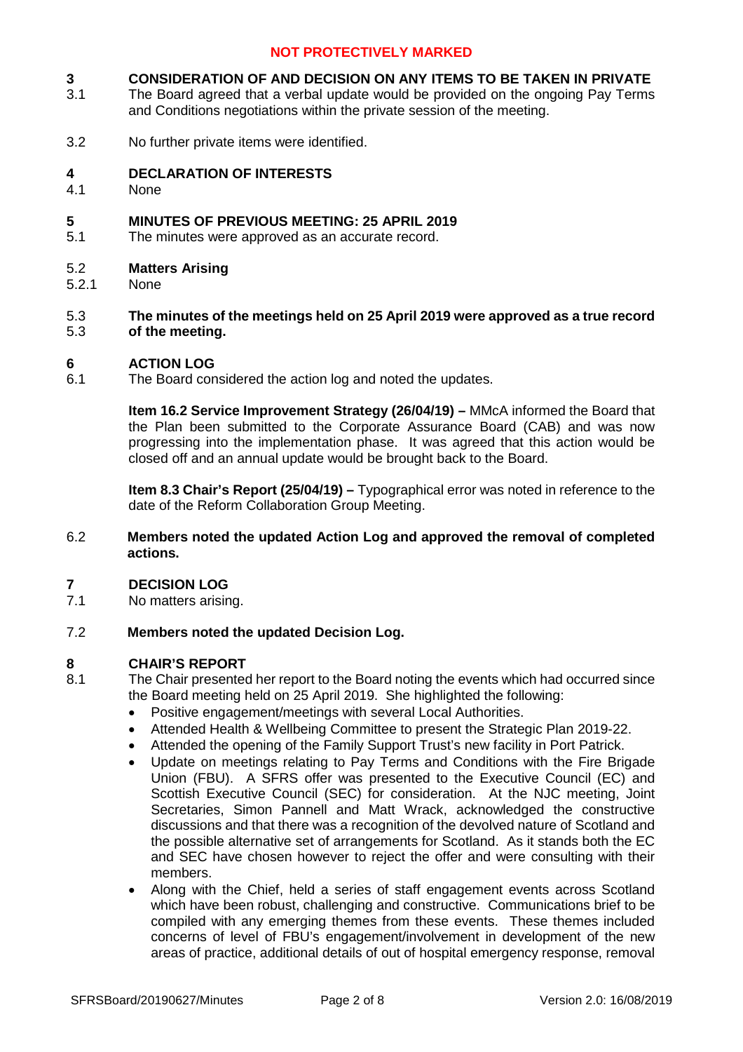## 3 CONSIDERATION OF AND DECISION ON ANY ITEMS TO BE TAKEN IN PRIVATE

3.1 The Board agreed that a verbal update would be provided on the ongoing Pay Terms and Conditions negotiations within the private session of the meeting.

3.2 No further private items were identified.

## 4 DECLARATION OF INTERESTS

4.1 None

## 5 MINUTES OF PREVIOUS MEETING: 25 APRIL 2019

5.1 The minutes were approved as an accurate record.

### 5.2 Matters Arising

5.2.1 None

5.3 **The minutes of the meetings held on 25 April 2019 were approved as a true record of the meeting.**

## 6 ACTION LOG

6.1 The Board considered the action log and noted the updates.

**Item 16.2 Service Improvement Strategy (26/04/19) –** MMcA informed the Board that the Plan been submitted to the Corporate Assurance Board (CAB) and was now progressing into the implementation phase. It was agreed that this action would be closed off and an annual update would be brought back to the Board.

**Item 8.3 Chair's Report (25/04/19) –** Typographical error was noted in reference to the date of the Reform Collaboration Group Meeting.

6.2 **Members noted the updated Action Log and approved the removal of completed actions.**

## 7 DECISION LOG

7.1 No matters arising.

7.2 **Members noted the updated Decision Log.**

## 8 CHAIR'S REPORT

8.1 The Chair presented her report to the Board noting the events which had occurred since the Board meeting held on 25 April 2019. She highlighted the following:

- Positive engagement/meetings with several Local Authorities.
- Attended Health & Wellbeing Committee to present the Strategic Plan 2019-22.
- Attended the opening of the Family Support Trust's new facility in Port Patrick.
- Update on meetings relating to Pay Terms and Conditions with the Fire Brigade Union (FBU). A SFRS offer was presented to the Executive Council (EC) and Scottish Executive Council (SEC) for consideration. At the NJC meeting, Joint Secretaries, Simon Pannell and Matt Wrack, acknowledged the constructive discussions and that there was a recognition of the devolved nature of Scotland and the possible alternative set of arrangements for Scotland. As it stands both the EC and SEC have chosen however to reject the offer and were consulting with their members.
- Along with the Chief, held a series of staff engagement events across Scotland which have been robust, challenging and constructive. Communications brief to be compiled with any emerging themes from these events. These themes included concerns of level of FBU's engagement/involvement in development of the new areas of practice, additional details of out of hospital emergency response, removal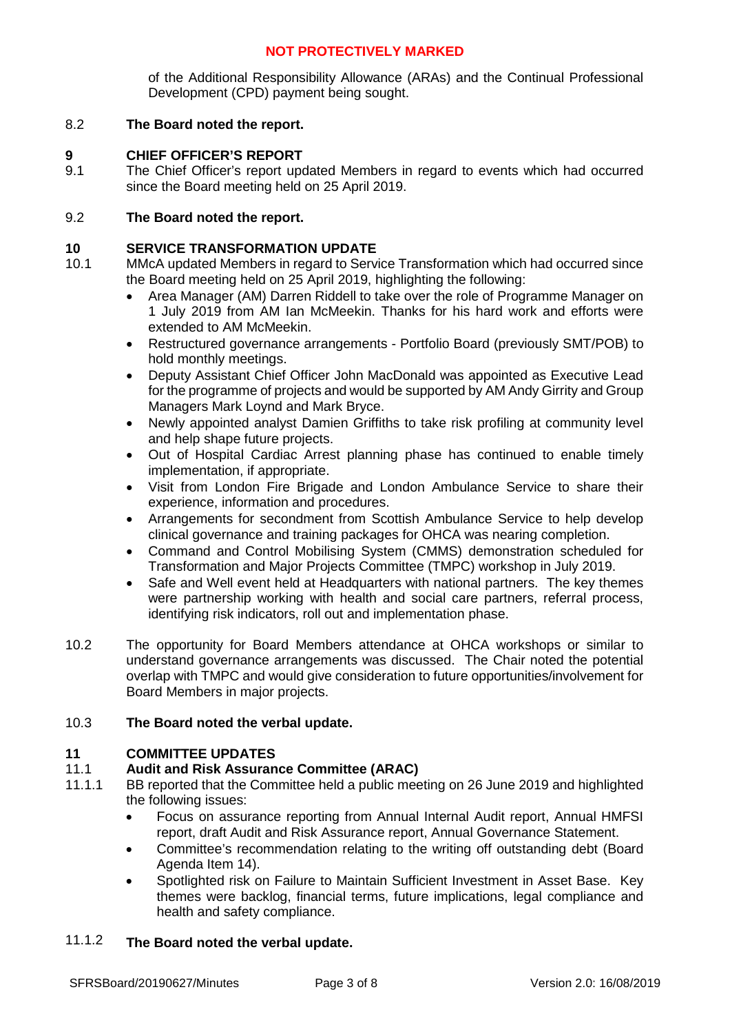of the Additional Responsibility Allowance (ARAs) and the Continual Professional Development (CPD) payment being sought.

8.2 **The Board noted the report.**

## 9 CHIEF OFFICER'S REPORT

9.1 The Chief Officer's report updated Members in regard to events which had occurred since the Board meeting held on 25 April 2019.

9.2 **The Board noted the report.**

## 10 SERVICE TRANSFORMATION UPDATE

10.1 MMcA updated Members in regard to Service Transformation which had occurred since the Board meeting held on 25 April 2019, highlighting the following:

- Area Manager (AM) Darren Riddell to take over the role of Programme Manager on 1 July 2019 from AM Ian McMeekin. Thanks for his hard work and efforts were extended to AM McMeekin.
- Restructured governance arrangements - Portfolio Board (previously SMT/POB) to hold monthly meetings.
- Deputy Assistant Chief Officer John MacDonald was appointed as Executive Lead for the programme of projects and would be supported by AM Andy Girrity and Group Managers Mark Loynd and Mark Bryce.
- Newly appointed analyst Damien Griffiths to take risk profiling at community level and help shape future projects.
- Out of Hospital Cardiac Arrest planning phase has continued to enable timely implementation, if appropriate.
- Visit from London Fire Brigade and London Ambulance Service to share their experience, information and procedures.
- Arrangements for secondment from Scottish Ambulance Service to help develop clinical governance and training packages for OHCA was nearing completion.
- Command and Control Mobilising System (CMMS) demonstration scheduled for Transformation and Major Projects Committee (TMPC) workshop in July 2019.
- Safe and Well event held at Headquarters with national partners. The key themes were partnership working with health and social care partners, referral process, identifying risk indicators, roll out and implementation phase.

10.2 The opportunity for Board Members attendance at OHCA workshops or similar to understand governance arrangements was discussed. The Chair noted the potential overlap with TMPC and would give consideration to future opportunities/involvement for Board Members in major projects.

10.3 **The Board noted the verbal update.**

## 11 COMMITTEE UPDATES

### 11.1 Audit and Risk Assurance Committee (ARAC)

11.1.1 BB reported that the Committee held a public meeting on 26 June 2019 and highlighted the following issues:

- Focus on assurance reporting from Annual Internal Audit report, Annual HMFSI report, draft Audit and Risk Assurance report, Annual Governance Statement.
- Committee's recommendation relating to the writing off outstanding debt (Board Agenda Item 14).
- Spotlighted risk on Failure to Maintain Sufficient Investment in Asset Base. Key themes were backlog, financial terms, future implications, legal compliance and health and safety compliance.

11.1.2 **The Board noted the verbal update.**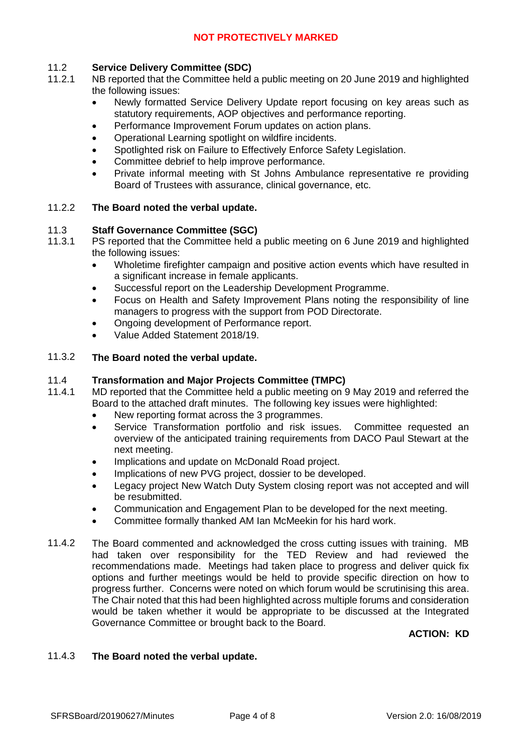**NOT PROTECTIVELY MARKED**

**11.2 Service Delivery Committee (SDC)**

11.2.1 NB reported that the Committee held a public meeting on 20 June 2019 and highlighted the following issues:

- Newly formatted Service Delivery Update report focusing on key areas such as statutory requirements, AOP objectives and performance reporting.
- Performance Improvement Forum updates on action plans.
- Operational Learning spotlight on wildfire incidents.
- Spotlighted risk on Failure to Effectively Enforce Safety Legislation.
- Committee debrief to help improve performance.
- Private informal meeting with St Johns Ambulance representative re providing Board of Trustees with assurance, clinical governance, etc.

11.2.2 **The Board noted the verbal update.**

**11.3 Staff Governance Committee (SGC)**

11.3.1 PS reported that the Committee held a public meeting on 6 June 2019 and highlighted the following issues:

- Wholetime firefighter campaign and positive action events which have resulted in a significant increase in female applicants.
- Successful report on the Leadership Development Programme.
- Focus on Health and Safety Improvement Plans noting the responsibility of line managers to progress with the support from POD Directorate.
- Ongoing development of Performance report.
- Value Added Statement 2018/19.

11.3.2 **The Board noted the verbal update.**

**11.4 Transformation and Major Projects Committee (TMPC)**

11.4.1 MD reported that the Committee held a public meeting on 9 May 2019 and referred the Board to the attached draft minutes. The following key issues were highlighted:

- New reporting format across the 3 programmes.
- Service Transformation portfolio and risk issues. Committee requested an overview of the anticipated training requirements from DACO Paul Stewart at the next meeting.
- Implications and update on McDonald Road project.
- Implications of new PVG project, dossier to be developed.
- Legacy project New Watch Duty System closing report was not accepted and will be resubmitted.
- Communication and Engagement Plan to be developed for the next meeting.
- Committee formally thanked AM Ian McMeekin for his hard work.

11.4.2 The Board commented and acknowledged the cross cutting issues with training. MB had taken over responsibility for the TED Review and had reviewed the recommendations made. Meetings had taken place to progress and deliver quick fix options and further meetings would be held to provide specific direction on how to progress further. Concerns were noted on which forum would be scrutinising this area. The Chair noted that this had been highlighted across multiple forums and consideration would be taken whether it would be appropriate to be discussed at the Integrated Governance Committee or brought back to the Board.

**ACTION: KD**

11.4.3 **The Board noted the verbal update.**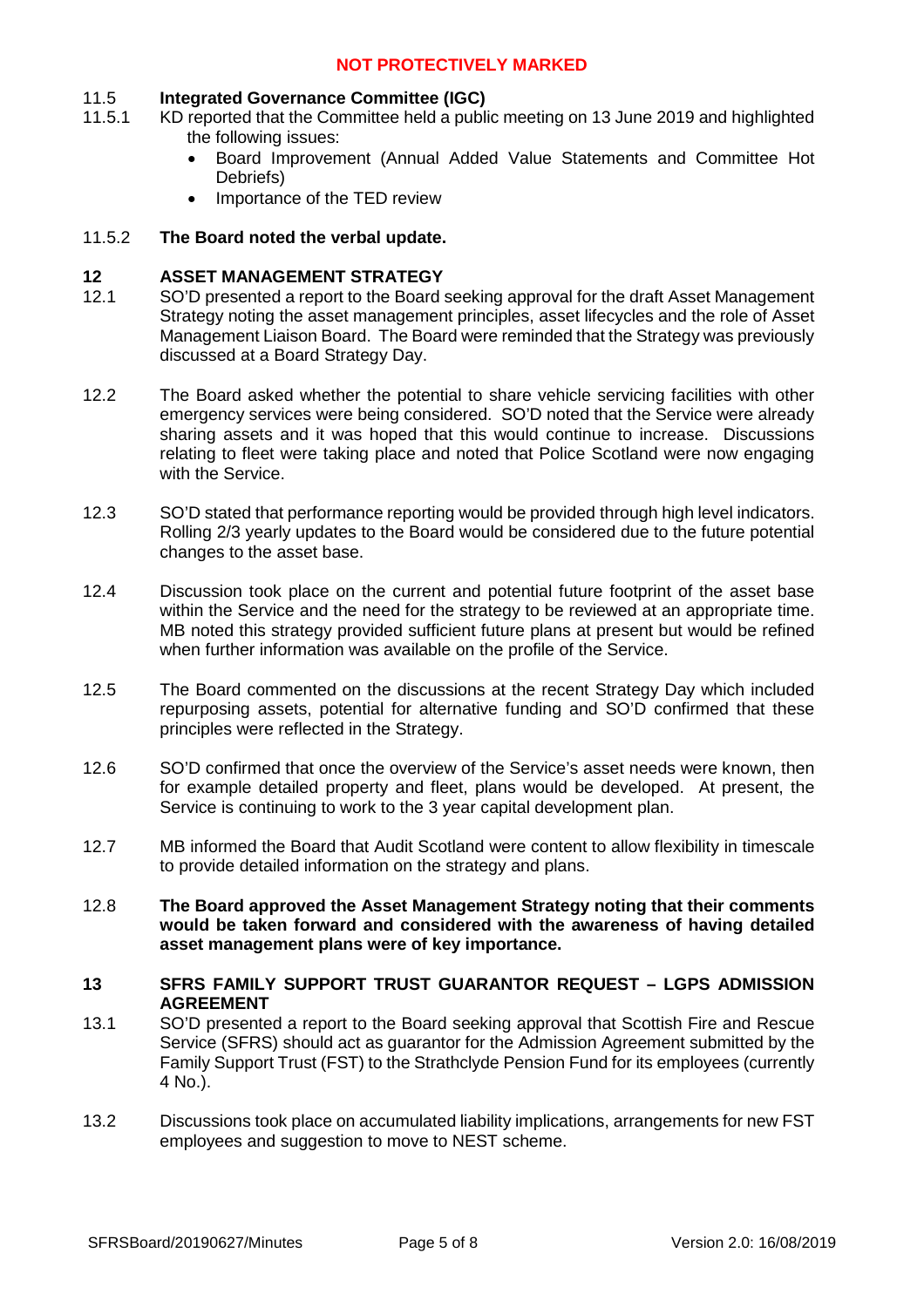**NOT PROTECTIVELY MARKED**

11.5 **Integrated Governance Committee (IGC)**

11.5.1 KD reported that the Committee held a public meeting on 13 June 2019 and highlighted the following issues:

- Board Improvement (Annual Added Value Statements and Committee Hot Debriefs)
- Importance of the TED review

11.5.2 **The Board noted the verbal update.**

## 12 ASSET MANAGEMENT STRATEGY

12.1 SO'D presented a report to the Board seeking approval for the draft Asset Management Strategy noting the asset management principles, asset lifecycles and the role of Asset Management Liaison Board. The Board were reminded that the Strategy was previously discussed at a Board Strategy Day.

12.2 The Board asked whether the potential to share vehicle servicing facilities with other emergency services were being considered. SO'D noted that the Service were already sharing assets and it was hoped that this would continue to increase. Discussions relating to fleet were taking place and noted that Police Scotland were now engaging with the Service.

12.3 SO'D stated that performance reporting would be provided through high level indicators. Rolling 2/3 yearly updates to the Board would be considered due to the future potential changes to the asset base.

12.4 Discussion took place on the current and potential future footprint of the asset base within the Service and the need for the strategy to be reviewed at an appropriate time. MB noted this strategy provided sufficient future plans at present but would be refined when further information was available on the profile of the Service.

12.5 The Board commented on the discussions at the recent Strategy Day which included repurposing assets, potential for alternative funding and SO'D confirmed that these principles were reflected in the Strategy.

12.6 SO'D confirmed that once the overview of the Service's asset needs were known, then for example detailed property and fleet, plans would be developed. At present, the Service is continuing to work to the 3 year capital development plan.

12.7 MB informed the Board that Audit Scotland were content to allow flexibility in timescale to provide detailed information on the strategy and plans.

12.8 **The Board approved the Asset Management Strategy noting that their comments would be taken forward and considered with the awareness of having detailed asset management plans were of key importance.**

## 13 SFRS FAMILY SUPPORT TRUST GUARANTOR REQUEST – LGPS ADMISSION AGREEMENT

13.1 SO'D presented a report to the Board seeking approval that Scottish Fire and Rescue Service (SFRS) should act as guarantor for the Admission Agreement submitted by the Family Support Trust (FST) to the Strathclyde Pension Fund for its employees (currently 4 No.).

13.2 Discussions took place on accumulated liability implications, arrangements for new FST employees and suggestion to move to NEST scheme.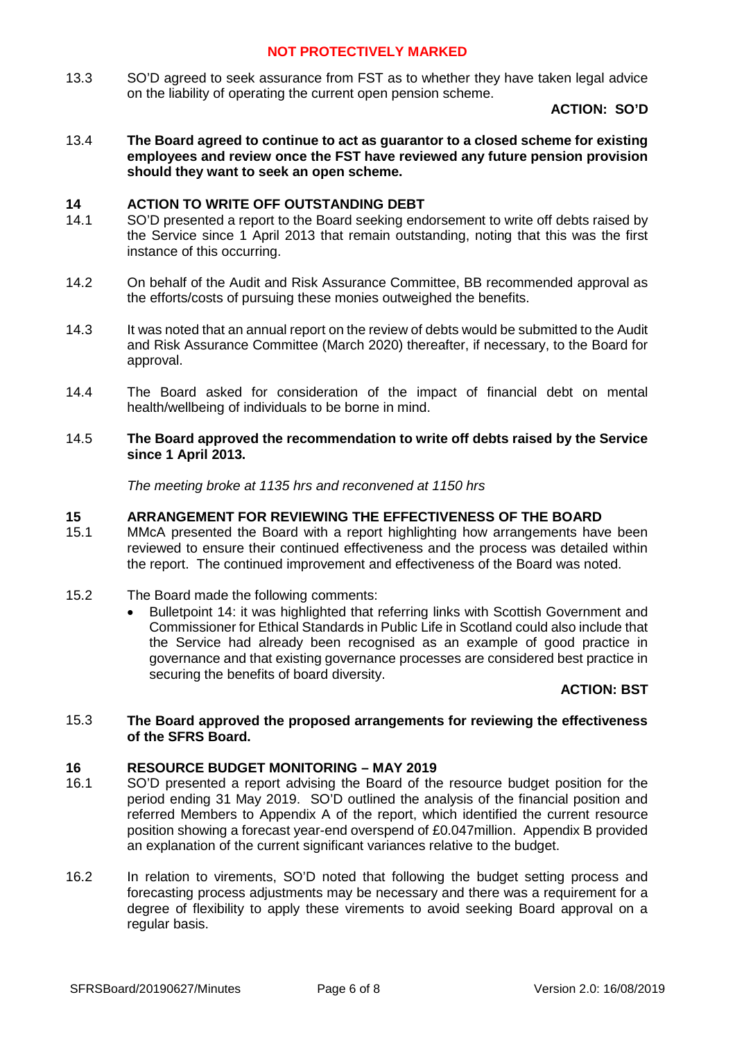13.3 SO'D agreed to seek assurance from FST as to whether they have taken legal advice on the liability of operating the current open pension scheme.

**ACTION: SO'D**

13.4 **The Board agreed to continue to act as guarantor to a closed scheme for existing employees and review once the FST have reviewed any future pension provision should they want to seek an open scheme.**

## 14 ACTION TO WRITE OFF OUTSTANDING DEBT

14.1 SO'D presented a report to the Board seeking endorsement to write off debts raised by the Service since 1 April 2013 that remain outstanding, noting that this was the first instance of this occurring.

14.2 On behalf of the Audit and Risk Assurance Committee, BB recommended approval as the efforts/costs of pursuing these monies outweighed the benefits.

14.3 It was noted that an annual report on the review of debts would be submitted to the Audit and Risk Assurance Committee (March 2020) thereafter, if necessary, to the Board for approval.

14.4 The Board asked for consideration of the impact of financial debt on mental health/wellbeing of individuals to be borne in mind.

14.5 **The Board approved the recommendation to write off debts raised by the Service since 1 April 2013.**

*The meeting broke at 1135 hrs and reconvened at 1150 hrs*

## 15 ARRANGEMENT FOR REVIEWING THE EFFECTIVENESS OF THE BOARD

15.1 MMcA presented the Board with a report highlighting how arrangements have been reviewed to ensure their continued effectiveness and the process was detailed within the report. The continued improvement and effectiveness of the Board was noted.

15.2 The Board made the following comments:

- Bulletpoint 14: it was highlighted that referring links with Scottish Government and Commissioner for Ethical Standards in Public Life in Scotland could also include that the Service had already been recognised as an example of good practice in governance and that existing governance processes are considered best practice in securing the benefits of board diversity.

**ACTION: BST**

15.3 **The Board approved the proposed arrangements for reviewing the effectiveness of the SFRS Board.**

## 16 RESOURCE BUDGET MONITORING – MAY 2019

16.1 SO'D presented a report advising the Board of the resource budget position for the period ending 31 May 2019. SO'D outlined the analysis of the financial position and referred Members to Appendix A of the report, which identified the current resource position showing a forecast year-end overspend of £0.047million. Appendix B provided an explanation of the current significant variances relative to the budget.

16.2 In relation to virements, SO'D noted that following the budget setting process and forecasting process adjustments may be necessary and there was a requirement for a degree of flexibility to apply these virements to avoid seeking Board approval on a regular basis.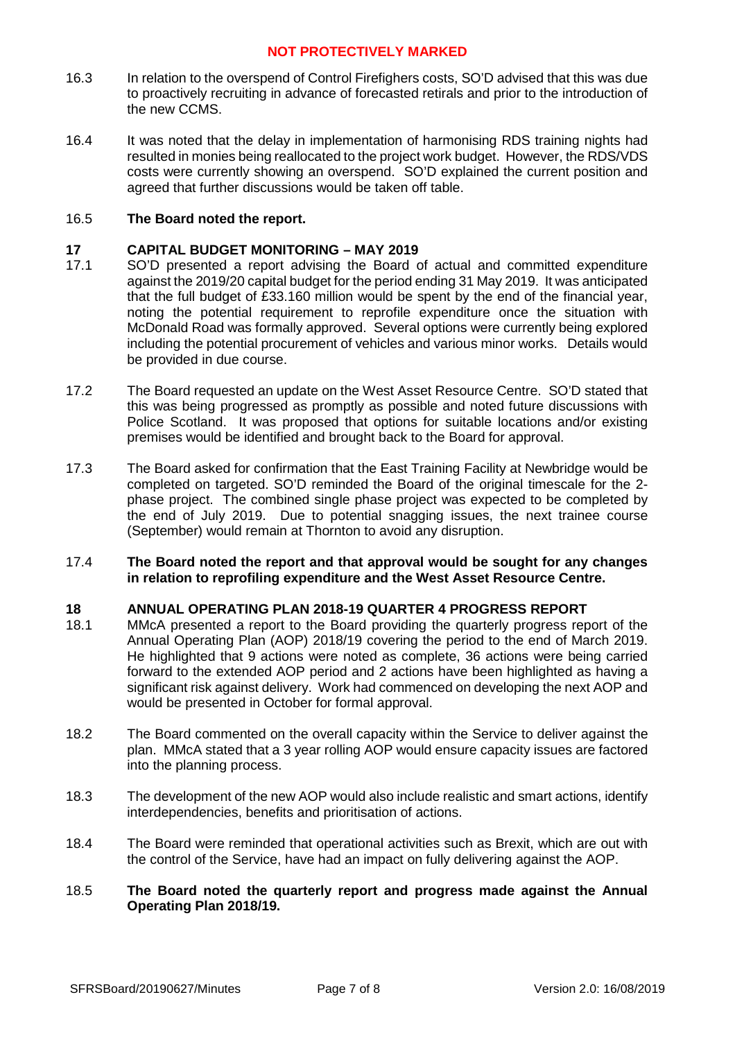16.3 In relation to the overspend of Control Firefighers costs, SO'D advised that this was due to proactively recruiting in advance of forecasted retirals and prior to the introduction of the new CCMS.

16.4 It was noted that the delay in implementation of harmonising RDS training nights had resulted in monies being reallocated to the project work budget. However, the RDS/VDS costs were currently showing an overspend. SO'D explained the current position and agreed that further discussions would be taken off table.

16.5 **The Board noted the report.**

## 17 CAPITAL BUDGET MONITORING – MAY 2019

17.1 SO'D presented a report advising the Board of actual and committed expenditure against the 2019/20 capital budget for the period ending 31 May 2019. It was anticipated that the full budget of £33.160 million would be spent by the end of the financial year, noting the potential requirement to reprofile expenditure once the situation with McDonald Road was formally approved. Several options were currently being explored including the potential procurement of vehicles and various minor works. Details would be provided in due course.

17.2 The Board requested an update on the West Asset Resource Centre. SO'D stated that this was being progressed as promptly as possible and noted future discussions with Police Scotland. It was proposed that options for suitable locations and/or existing premises would be identified and brought back to the Board for approval.

17.3 The Board asked for confirmation that the East Training Facility at Newbridge would be completed on targeted. SO'D reminded the Board of the original timescale for the 2-phase project. The combined single phase project was expected to be completed by the end of July 2019. Due to potential snagging issues, the next trainee course (September) would remain at Thornton to avoid any disruption.

17.4 **The Board noted the report and that approval would be sought for any changes in relation to reprofiling expenditure and the West Asset Resource Centre.**

## 18 ANNUAL OPERATING PLAN 2018-19 QUARTER 4 PROGRESS REPORT

18.1 MMcA presented a report to the Board providing the quarterly progress report of the Annual Operating Plan (AOP) 2018/19 covering the period to the end of March 2019. He highlighted that 9 actions were noted as complete, 36 actions were being carried forward to the extended AOP period and 2 actions have been highlighted as having a significant risk against delivery. Work had commenced on developing the next AOP and would be presented in October for formal approval.

18.2 The Board commented on the overall capacity within the Service to deliver against the plan. MMcA stated that a 3 year rolling AOP would ensure capacity issues are factored into the planning process.

18.3 The development of the new AOP would also include realistic and smart actions, identify interdependencies, benefits and prioritisation of actions.

18.4 The Board were reminded that operational activities such as Brexit, which are out with the control of the Service, have had an impact on fully delivering against the AOP.

18.5 **The Board noted the quarterly report and progress made against the Annual Operating Plan 2018/19.**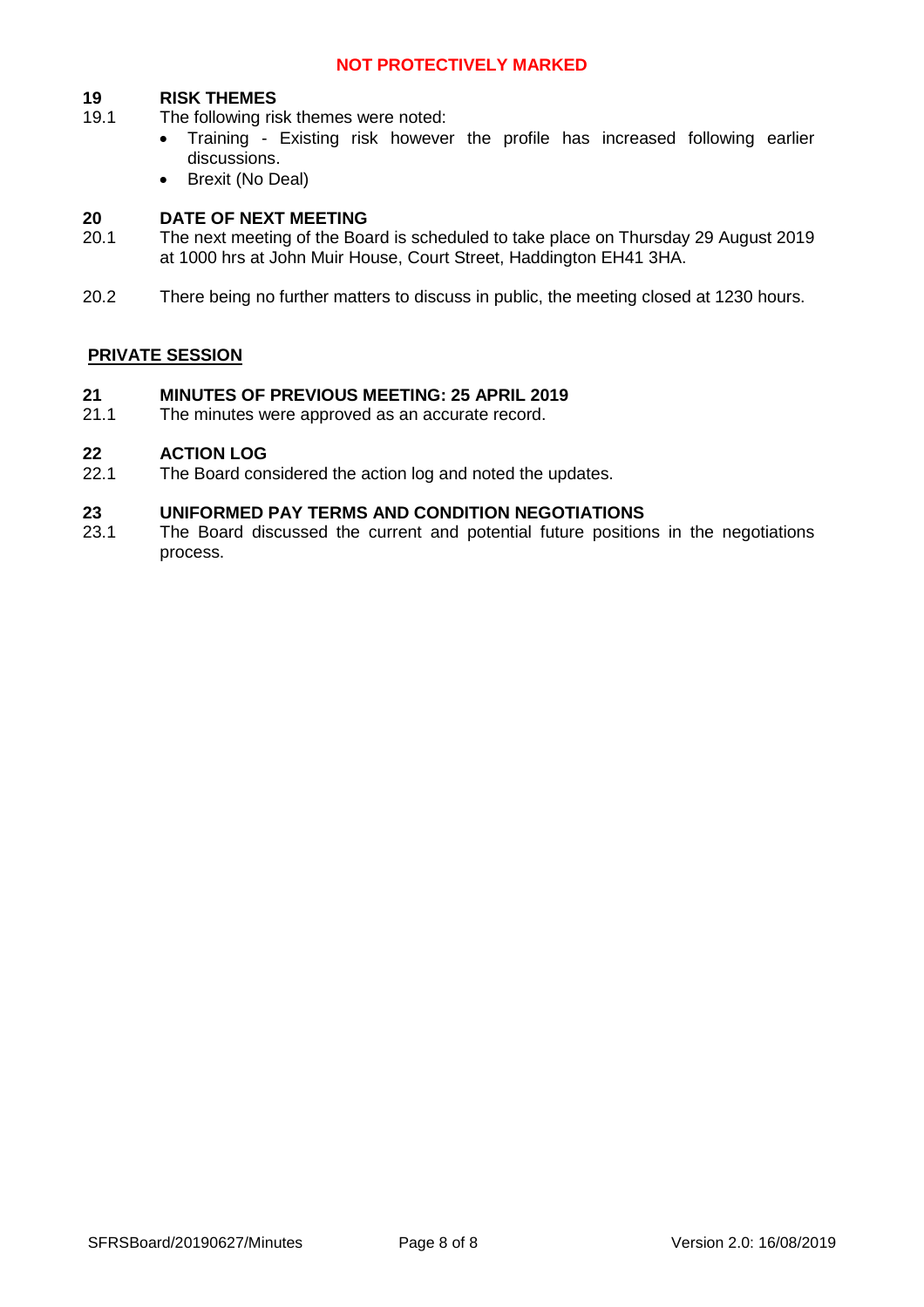## 19 RISK THEMES

19.1 The following risk themes were noted:

- Training - Existing risk however the profile has increased following earlier discussions.
- Brexit (No Deal)

## 20 DATE OF NEXT MEETING

20.1 The next meeting of the Board is scheduled to take place on Thursday 29 August 2019 at 1000 hrs at John Muir House, Court Street, Haddington EH41 3HA.

20.2 There being no further matters to discuss in public, the meeting closed at 1230 hours.

## PRIVATE SESSION

## 21 MINUTES OF PREVIOUS MEETING: 25 APRIL 2019

21.1 The minutes were approved as an accurate record.

## 22 ACTION LOG

22.1 The Board considered the action log and noted the updates.

## 23 UNIFORMED PAY TERMS AND CONDITION NEGOTIATIONS

23.1 The Board discussed the current and potential future positions in the negotiations process.